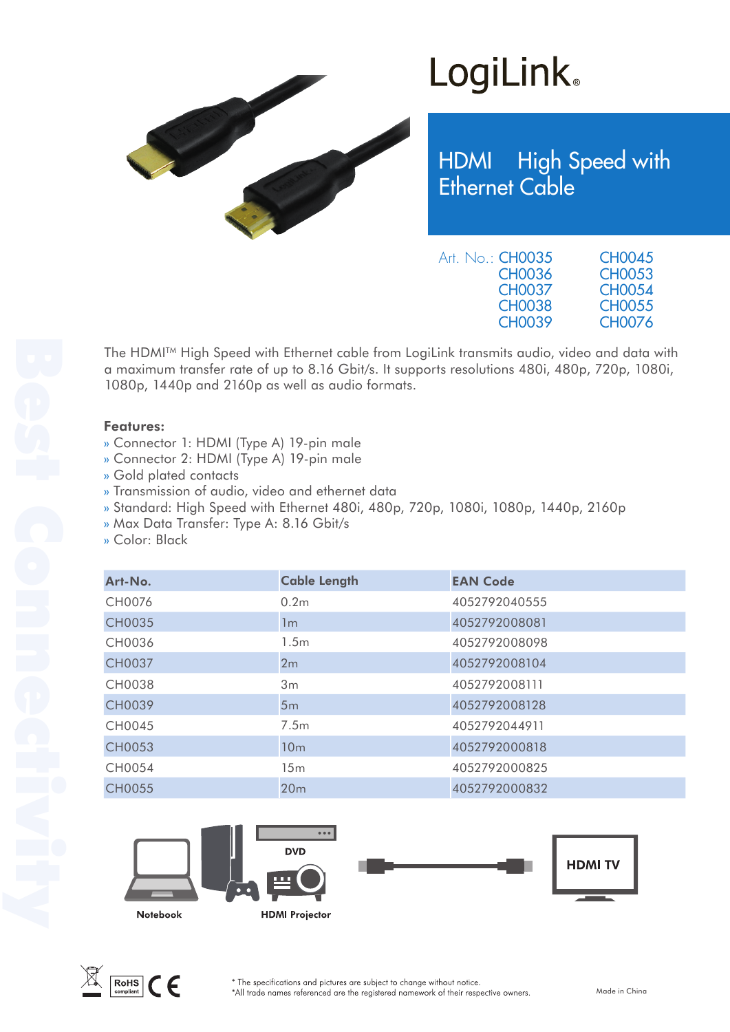# LogiLink

## HDMI High Speed with Ethernet Cable

Art. No.: CH0035, CH0036, CH0037, CH0038, CH0039, CH0045, CH0053, CH0054, CH0055, CH0076

The HDMI™ High Speed with Ethernet cable from LogiLink transmits audio, video and data with a maximum transfer rate of up to 8.16 Gbit/s. It supports resolutions 480i, 480p, 720p, 1080i, 1080p, 1440p and 2160p as well as audio formats.

**Features:**

- Connector 1: HDMI (Type A) 19-pin male
- Connector 2: HDMI (Type A) 19-pin male
- Gold plated contacts
- Transmission of audio, video and ethernet data
- Standard: High Speed with Ethernet 480i, 480p, 720p, 1080i, 1080p, 1440p, 2160p
- Max Data Transfer: Type A: 8.16 Gbit/s
- Color: Black

| Art-No. | Cable Length | EAN Code |
|---|---|---|
| CH0076 | 0.2m | 4052792040555 |
| CH0035 | 1m | 4052792008081 |
| CH0036 | 1.5m | 4052792008098 |
| CH0037 | 2m | 4052792008104 |
| CH0038 | 3m | 4052792008111 |
| CH0039 | 5m | 4052792008128 |
| CH0045 | 7.5m | 4052792044911 |
| CH0053 | 10m | 4052792000818 |
| CH0054 | 15m | 4052792000825 |
| CH0055 | 20m | 4052792000832 |

Notebook — DVD — HDMI Projector — HDMI TV

Best Connectivity

RoHS compliant

\* The specifications and pictures are subject to change without notice.
\*All trade names referenced are the registered namework of their respective owners.

Made in China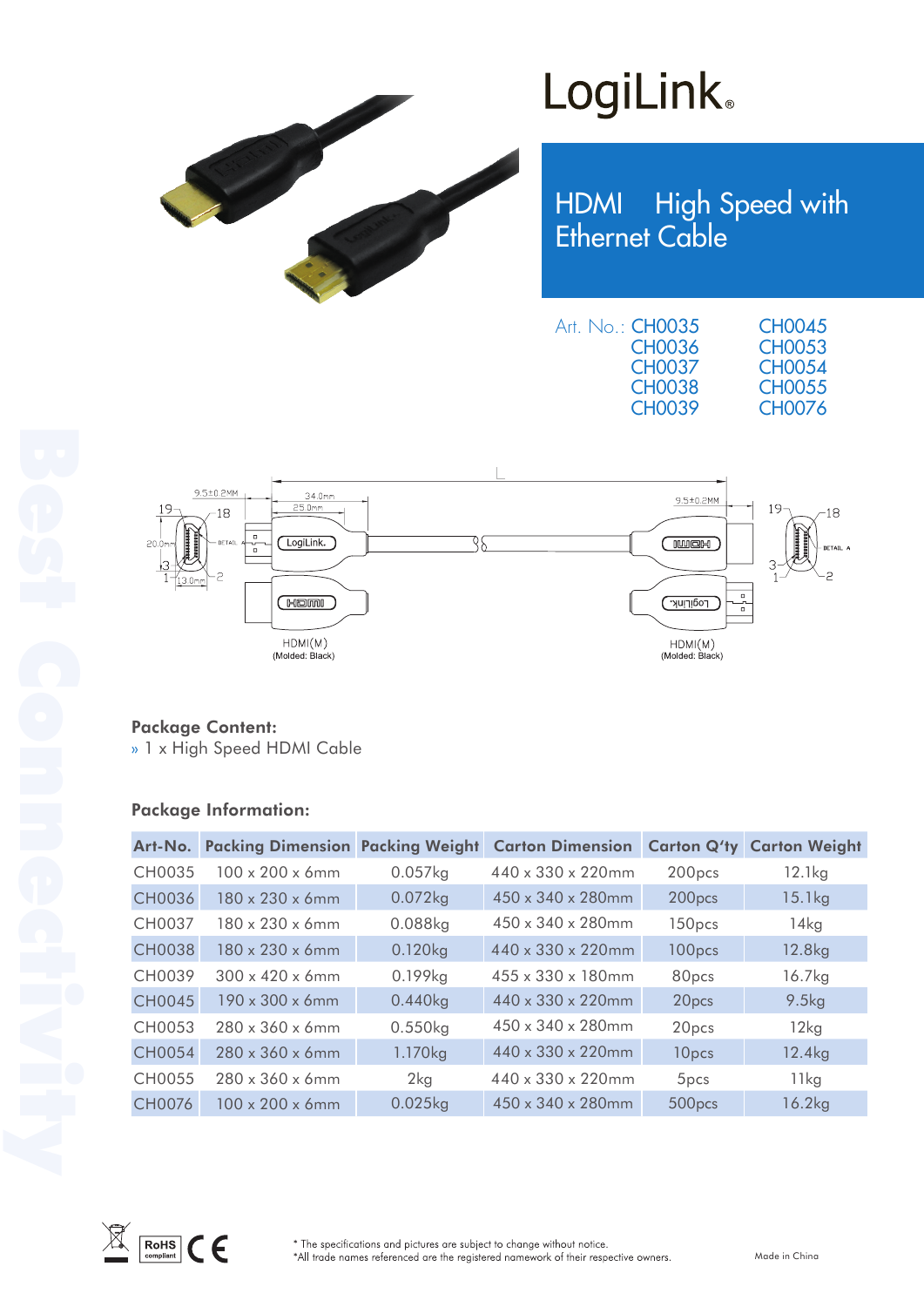# LogiLink

## HDMI High Speed with Ethernet Cable

Art. No.: CH0035 CH0036 CH0037 CH0038 CH0039 CH0045 CH0053 CH0054 CH0055 CH0076

L

9.5±0.2MM

34.0mm

25.0mm

19 18

20.0mm

3 1 2

13.0mm

DETAIL A

HDMI(M)
(Molded: Black)

HDMI(M)
(Molded: Black)

**Package Content:**

» 1 x High Speed HDMI Cable

**Package Information:**

| Art-No. | Packing Dimension | Packing Weight | Carton Dimension | Carton Q'ty | Carton Weight |
|---|---|---|---|---|---|
| CH0035 | 100 x 200 x 6mm | 0.057kg | 440 x 330 x 220mm | 200pcs | 12.1kg |
| CH0036 | 180 x 230 x 6mm | 0.072kg | 450 x 340 x 280mm | 200pcs | 15.1kg |
| CH0037 | 180 x 230 x 6mm | 0.088kg | 450 x 340 x 280mm | 150pcs | 14kg |
| CH0038 | 180 x 230 x 6mm | 0.120kg | 440 x 330 x 220mm | 100pcs | 12.8kg |
| CH0039 | 300 x 420 x 6mm | 0.199kg | 455 x 330 x 180mm | 80pcs | 16.7kg |
| CH0045 | 190 x 300 x 6mm | 0.440kg | 440 x 330 x 220mm | 20pcs | 9.5kg |
| CH0053 | 280 x 360 x 6mm | 0.550kg | 450 x 340 x 280mm | 20pcs | 12kg |
| CH0054 | 280 x 360 x 6mm | 1.170kg | 440 x 330 x 220mm | 10pcs | 12.4kg |
| CH0055 | 280 x 360 x 6mm | 2kg | 440 x 330 x 220mm | 5pcs | 11kg |
| CH0076 | 100 x 200 x 6mm | 0.025kg | 450 x 340 x 280mm | 500pcs | 16.2kg |

Best Connectivity

RoHS compliant CE

\* The specifications and pictures are subject to change without notice.
\*All trade names referenced are the registered namework of their respective owners.

Made in China